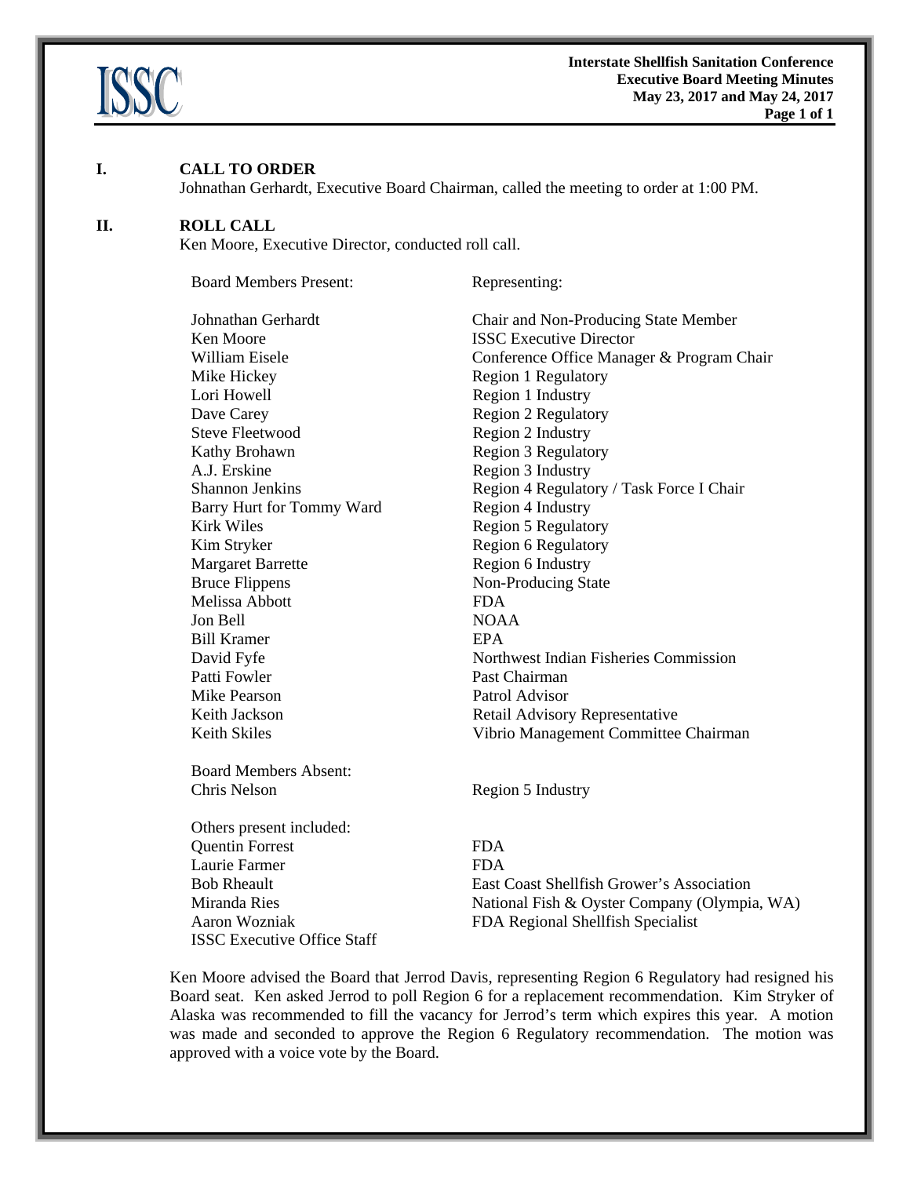# Interstate Shellfish Sanitation Conference Executive Board Meeting Minutes May 23, 2017 and May 24, 2017

## I. CALL TO ORDER

Johnathan Gerhardt, Executive Board Chairman, called the meeting to order at 1:00 PM.

## II. ROLL CALL

Ken Moore, Executive Director, conducted roll call.

| Board Members Present: | Representing: |
|---|---|
| Johnathan Gerhardt | Chair and Non-Producing State Member |
| Ken Moore | ISSC Executive Director |
| William Eisele | Conference Office Manager & Program Chair |
| Mike Hickey | Region 1 Regulatory |
| Lori Howell | Region 1 Industry |
| Dave Carey | Region 2 Regulatory |
| Steve Fleetwood | Region 2 Industry |
| Kathy Brohawn | Region 3 Regulatory |
| A.J. Erskine | Region 3 Industry |
| Shannon Jenkins | Region 4 Regulatory / Task Force I Chair |
| Barry Hurt for Tommy Ward | Region 4 Industry |
| Kirk Wiles | Region 5 Regulatory |
| Kim Stryker | Region 6 Regulatory |
| Margaret Barrette | Region 6 Industry |
| Bruce Flippens | Non-Producing State |
| Melissa Abbott | FDA |
| Jon Bell | NOAA |
| Bill Kramer | EPA |
| David Fyfe | Northwest Indian Fisheries Commission |
| Patti Fowler | Past Chairman |
| Mike Pearson | Patrol Advisor |
| Keith Jackson | Retail Advisory Representative |
| Keith Skiles | Vibrio Management Committee Chairman |

| Board Members Absent: | |
|---|---|
| Chris Nelson | Region 5 Industry |

| Others present included: | |
|---|---|
| Quentin Forrest | FDA |
| Laurie Farmer | FDA |
| Bob Rheault | East Coast Shellfish Grower's Association |
| Miranda Ries | National Fish & Oyster Company (Olympia, WA) |
| Aaron Wozniak | FDA Regional Shellfish Specialist |
| ISSC Executive Office Staff | |

Ken Moore advised the Board that Jerrod Davis, representing Region 6 Regulatory had resigned his Board seat. Ken asked Jerrod to poll Region 6 for a replacement recommendation. Kim Stryker of Alaska was recommended to fill the vacancy for Jerrod's term which expires this year. A motion was made and seconded to approve the Region 6 Regulatory recommendation. The motion was approved with a voice vote by the Board.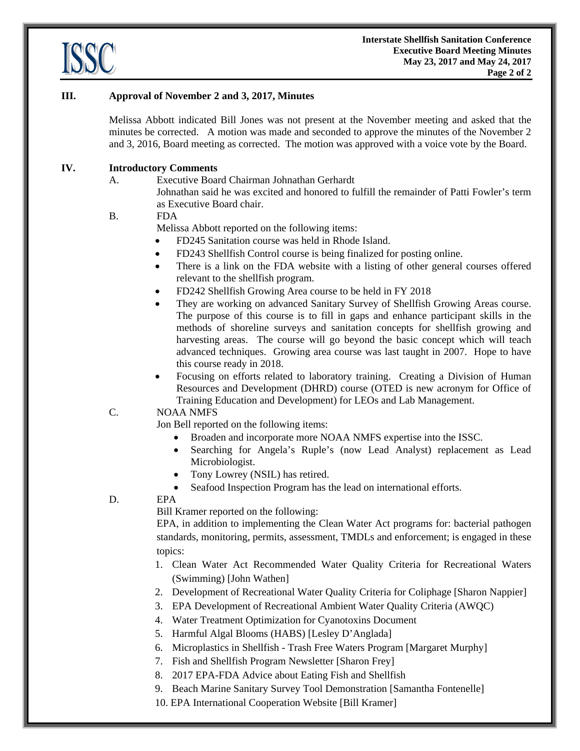## III. Approval of November 2 and 3, 2017, Minutes

Melissa Abbott indicated Bill Jones was not present at the November meeting and asked that the minutes be corrected. A motion was made and seconded to approve the minutes of the November 2 and 3, 2016, Board meeting as corrected. The motion was approved with a voice vote by the Board.

## IV. Introductory Comments

A. Executive Board Chairman Johnathan Gerhardt

Johnathan said he was excited and honored to fulfill the remainder of Patti Fowler's term as Executive Board chair.

B. FDA

Melissa Abbott reported on the following items:

- FD245 Sanitation course was held in Rhode Island.
- FD243 Shellfish Control course is being finalized for posting online.
- There is a link on the FDA website with a listing of other general courses offered relevant to the shellfish program.
- FD242 Shellfish Growing Area course to be held in FY 2018
- They are working on advanced Sanitary Survey of Shellfish Growing Areas course. The purpose of this course is to fill in gaps and enhance participant skills in the methods of shoreline surveys and sanitation concepts for shellfish growing and harvesting areas. The course will go beyond the basic concept which will teach advanced techniques. Growing area course was last taught in 2007. Hope to have this course ready in 2018.
- Focusing on efforts related to laboratory training. Creating a Division of Human Resources and Development (DHRD) course (OTED is new acronym for Office of Training Education and Development) for LEOs and Lab Management.

C. NOAA NMFS

Jon Bell reported on the following items:

- Broaden and incorporate more NOAA NMFS expertise into the ISSC.
- Searching for Angela's Ruple's (now Lead Analyst) replacement as Lead Microbiologist.
- Tony Lowrey (NSIL) has retired.
- Seafood Inspection Program has the lead on international efforts.

D. EPA

Bill Kramer reported on the following:

EPA, in addition to implementing the Clean Water Act programs for: bacterial pathogen standards, monitoring, permits, assessment, TMDLs and enforcement; is engaged in these topics:

1. Clean Water Act Recommended Water Quality Criteria for Recreational Waters (Swimming) [John Wathen]
2. Development of Recreational Water Quality Criteria for Coliphage [Sharon Nappier]
3. EPA Development of Recreational Ambient Water Quality Criteria (AWQC)
4. Water Treatment Optimization for Cyanotoxins Document
5. Harmful Algal Blooms (HABS) [Lesley D'Anglada]
6. Microplastics in Shellfish - Trash Free Waters Program [Margaret Murphy]
7. Fish and Shellfish Program Newsletter [Sharon Frey]
8. 2017 EPA-FDA Advice about Eating Fish and Shellfish
9. Beach Marine Sanitary Survey Tool Demonstration [Samantha Fontenelle]
10. EPA International Cooperation Website [Bill Kramer]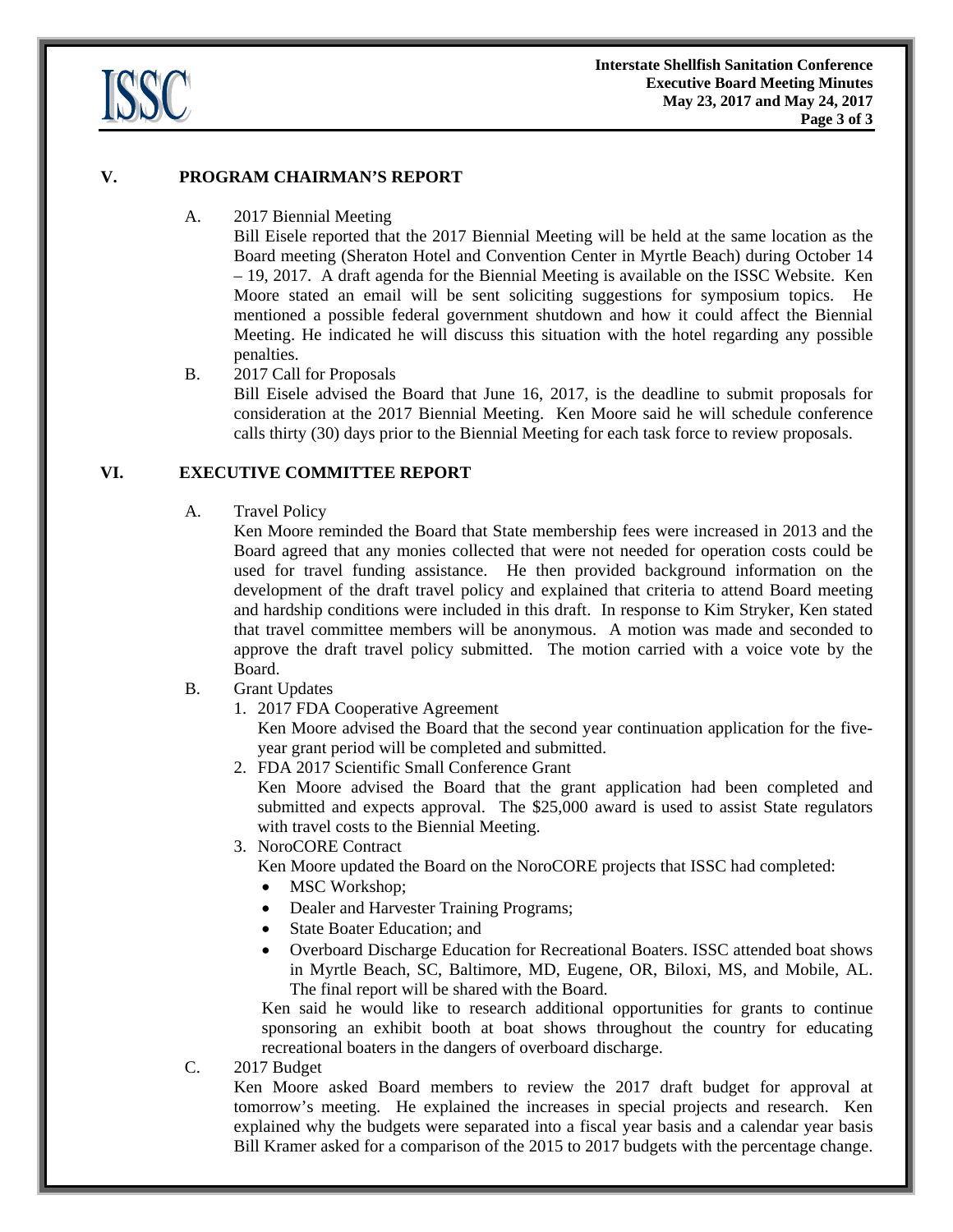## V. PROGRAM CHAIRMAN'S REPORT

A. 2017 Biennial Meeting

Bill Eisele reported that the 2017 Biennial Meeting will be held at the same location as the Board meeting (Sheraton Hotel and Convention Center in Myrtle Beach) during October 14 – 19, 2017. A draft agenda for the Biennial Meeting is available on the ISSC Website. Ken Moore stated an email will be sent soliciting suggestions for symposium topics. He mentioned a possible federal government shutdown and how it could affect the Biennial Meeting. He indicated he will discuss this situation with the hotel regarding any possible penalties.

B. 2017 Call for Proposals

Bill Eisele advised the Board that June 16, 2017, is the deadline to submit proposals for consideration at the 2017 Biennial Meeting. Ken Moore said he will schedule conference calls thirty (30) days prior to the Biennial Meeting for each task force to review proposals.

## VI. EXECUTIVE COMMITTEE REPORT

A. Travel Policy

Ken Moore reminded the Board that State membership fees were increased in 2013 and the Board agreed that any monies collected that were not needed for operation costs could be used for travel funding assistance. He then provided background information on the development of the draft travel policy and explained that criteria to attend Board meeting and hardship conditions were included in this draft. In response to Kim Stryker, Ken stated that travel committee members will be anonymous. A motion was made and seconded to approve the draft travel policy submitted. The motion carried with a voice vote by the Board.

B. Grant Updates

1. 2017 FDA Cooperative Agreement

   Ken Moore advised the Board that the second year continuation application for the five-year grant period will be completed and submitted.

2. FDA 2017 Scientific Small Conference Grant

   Ken Moore advised the Board that the grant application had been completed and submitted and expects approval. The $25,000 award is used to assist State regulators with travel costs to the Biennial Meeting.

3. NoroCORE Contract

   Ken Moore updated the Board on the NoroCORE projects that ISSC had completed:

   - MSC Workshop;
   - Dealer and Harvester Training Programs;
   - State Boater Education; and
   - Overboard Discharge Education for Recreational Boaters. ISSC attended boat shows in Myrtle Beach, SC, Baltimore, MD, Eugene, OR, Biloxi, MS, and Mobile, AL. The final report will be shared with the Board.

   Ken said he would like to research additional opportunities for grants to continue sponsoring an exhibit booth at boat shows throughout the country for educating recreational boaters in the dangers of overboard discharge.

C. 2017 Budget

Ken Moore asked Board members to review the 2017 draft budget for approval at tomorrow's meeting. He explained the increases in special projects and research. Ken explained why the budgets were separated into a fiscal year basis and a calendar year basis Bill Kramer asked for a comparison of the 2015 to 2017 budgets with the percentage change.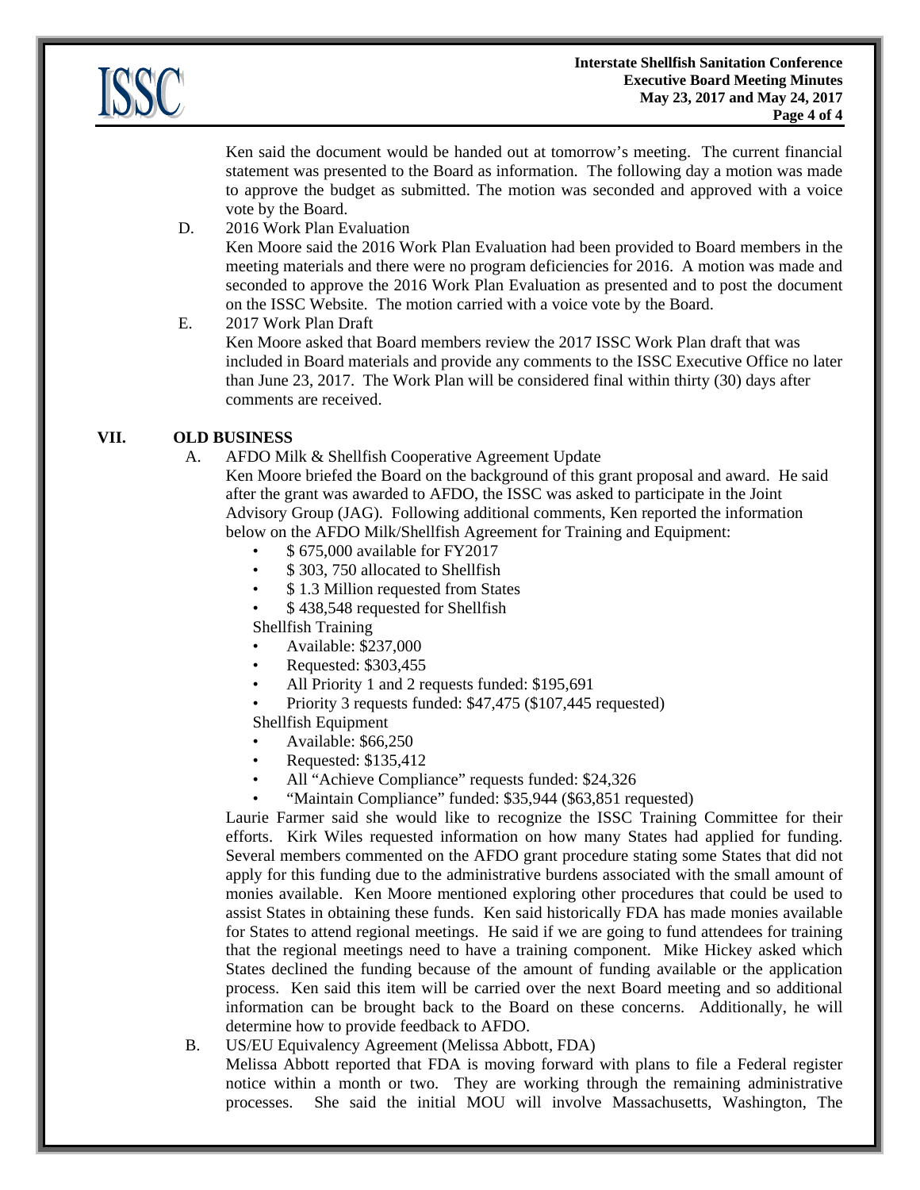Ken said the document would be handed out at tomorrow's meeting. The current financial statement was presented to the Board as information. The following day a motion was made to approve the budget as submitted. The motion was seconded and approved with a voice vote by the Board.

D. 2016 Work Plan Evaluation

Ken Moore said the 2016 Work Plan Evaluation had been provided to Board members in the meeting materials and there were no program deficiencies for 2016. A motion was made and seconded to approve the 2016 Work Plan Evaluation as presented and to post the document on the ISSC Website. The motion carried with a voice vote by the Board.

E. 2017 Work Plan Draft

Ken Moore asked that Board members review the 2017 ISSC Work Plan draft that was included in Board materials and provide any comments to the ISSC Executive Office no later than June 23, 2017. The Work Plan will be considered final within thirty (30) days after comments are received.

## VII. OLD BUSINESS

A. AFDO Milk & Shellfish Cooperative Agreement Update

Ken Moore briefed the Board on the background of this grant proposal and award. He said after the grant was awarded to AFDO, the ISSC was asked to participate in the Joint Advisory Group (JAG). Following additional comments, Ken reported the information below on the AFDO Milk/Shellfish Agreement for Training and Equipment:

- $ 675,000 available for FY2017
- $ 303, 750 allocated to Shellfish
- $ 1.3 Million requested from States
- $ 438,548 requested for Shellfish

Shellfish Training

- Available: $237,000
- Requested: $303,455
- All Priority 1 and 2 requests funded: $195,691
- Priority 3 requests funded: $47,475 ($107,445 requested)

Shellfish Equipment

- Available: $66,250
- Requested: $135,412
- All "Achieve Compliance" requests funded: $24,326
- "Maintain Compliance" funded: $35,944 ($63,851 requested)

Laurie Farmer said she would like to recognize the ISSC Training Committee for their efforts. Kirk Wiles requested information on how many States had applied for funding. Several members commented on the AFDO grant procedure stating some States that did not apply for this funding due to the administrative burdens associated with the small amount of monies available. Ken Moore mentioned exploring other procedures that could be used to assist States in obtaining these funds. Ken said historically FDA has made monies available for States to attend regional meetings. He said if we are going to fund attendees for training that the regional meetings need to have a training component. Mike Hickey asked which States declined the funding because of the amount of funding available or the application process. Ken said this item will be carried over the next Board meeting and so additional information can be brought back to the Board on these concerns. Additionally, he will determine how to provide feedback to AFDO.

B. US/EU Equivalency Agreement (Melissa Abbott, FDA)

Melissa Abbott reported that FDA is moving forward with plans to file a Federal register notice within a month or two. They are working through the remaining administrative processes. She said the initial MOU will involve Massachusetts, Washington, The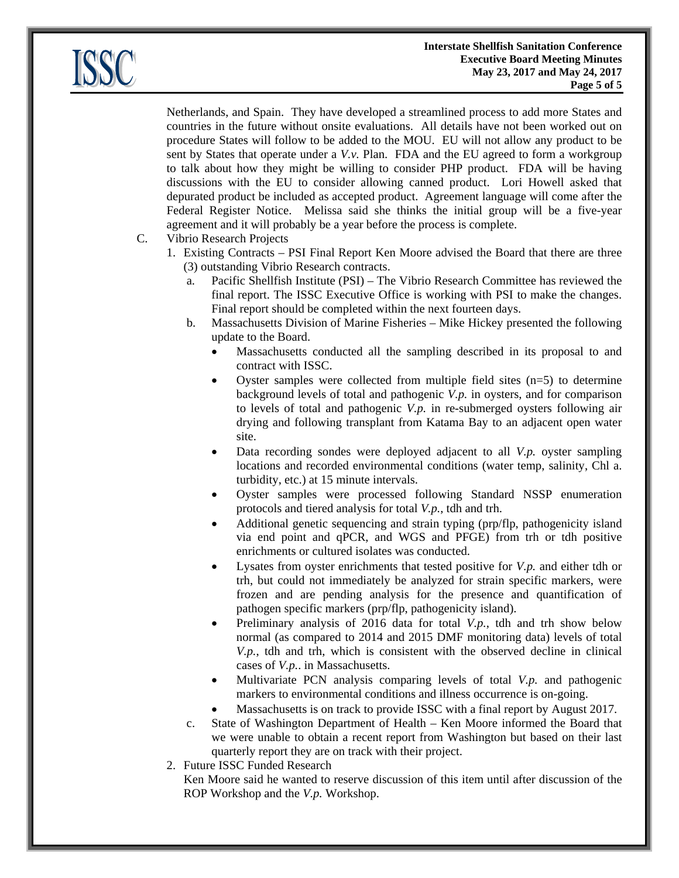Netherlands, and Spain. They have developed a streamlined process to add more States and countries in the future without onsite evaluations. All details have not been worked out on procedure States will follow to be added to the MOU. EU will not allow any product to be sent by States that operate under a *V.v.* Plan. FDA and the EU agreed to form a workgroup to talk about how they might be willing to consider PHP product. FDA will be having discussions with the EU to consider allowing canned product. Lori Howell asked that depurated product be included as accepted product. Agreement language will come after the Federal Register Notice. Melissa said she thinks the initial group will be a five-year agreement and it will probably be a year before the process is complete.

C. Vibrio Research Projects

1. Existing Contracts – PSI Final Report Ken Moore advised the Board that there are three (3) outstanding Vibrio Research contracts.
   a. Pacific Shellfish Institute (PSI) – The Vibrio Research Committee has reviewed the final report. The ISSC Executive Office is working with PSI to make the changes. Final report should be completed within the next fourteen days.
   b. Massachusetts Division of Marine Fisheries – Mike Hickey presented the following update to the Board.
      - Massachusetts conducted all the sampling described in its proposal to and contract with ISSC.
      - Oyster samples were collected from multiple field sites (n=5) to determine background levels of total and pathogenic *V.p.* in oysters, and for comparison to levels of total and pathogenic *V.p.* in re-submerged oysters following air drying and following transplant from Katama Bay to an adjacent open water site.
      - Data recording sondes were deployed adjacent to all *V.p.* oyster sampling locations and recorded environmental conditions (water temp, salinity, Chl a. turbidity, etc.) at 15 minute intervals.
      - Oyster samples were processed following Standard NSSP enumeration protocols and tiered analysis for total *V.p.*, tdh and trh.
      - Additional genetic sequencing and strain typing (prp/flp, pathogenicity island via end point and qPCR, and WGS and PFGE) from trh or tdh positive enrichments or cultured isolates was conducted.
      - Lysates from oyster enrichments that tested positive for *V.p.* and either tdh or trh, but could not immediately be analyzed for strain specific markers, were frozen and are pending analysis for the presence and quantification of pathogen specific markers (prp/flp, pathogenicity island).
      - Preliminary analysis of 2016 data for total *V.p.*, tdh and trh show below normal (as compared to 2014 and 2015 DMF monitoring data) levels of total *V.p.*, tdh and trh, which is consistent with the observed decline in clinical cases of *V.p.*. in Massachusetts.
      - Multivariate PCN analysis comparing levels of total *V.p.* and pathogenic markers to environmental conditions and illness occurrence is on-going.
      - Massachusetts is on track to provide ISSC with a final report by August 2017.
   c. State of Washington Department of Health – Ken Moore informed the Board that we were unable to obtain a recent report from Washington but based on their last quarterly report they are on track with their project.
2. Future ISSC Funded Research

   Ken Moore said he wanted to reserve discussion of this item until after discussion of the ROP Workshop and the *V.p.* Workshop.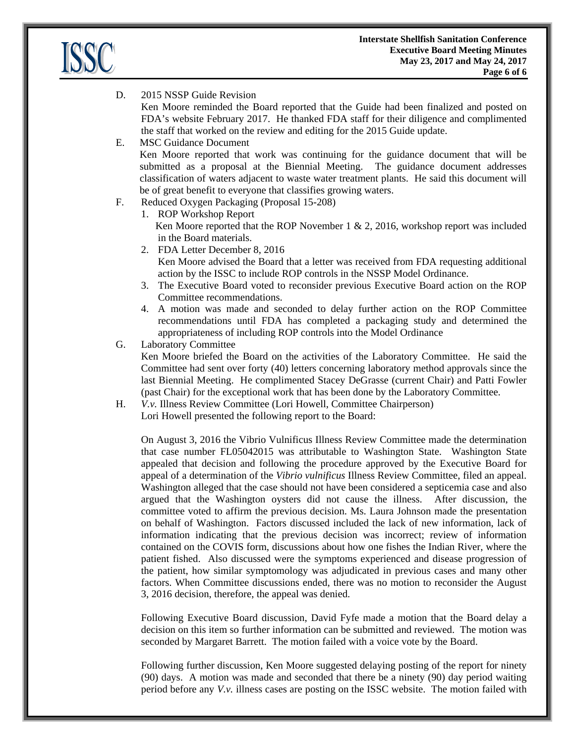D. 2015 NSSP Guide Revision

Ken Moore reminded the Board reported that the Guide had been finalized and posted on FDA's website February 2017. He thanked FDA staff for their diligence and complimented the staff that worked on the review and editing for the 2015 Guide update.

E. MSC Guidance Document

Ken Moore reported that work was continuing for the guidance document that will be submitted as a proposal at the Biennial Meeting. The guidance document addresses classification of waters adjacent to waste water treatment plants. He said this document will be of great benefit to everyone that classifies growing waters.

F. Reduced Oxygen Packaging (Proposal 15-208)

1. ROP Workshop Report
   Ken Moore reported that the ROP November 1 & 2, 2016, workshop report was included in the Board materials.
2. FDA Letter December 8, 2016
   Ken Moore advised the Board that a letter was received from FDA requesting additional action by the ISSC to include ROP controls in the NSSP Model Ordinance.
3. The Executive Board voted to reconsider previous Executive Board action on the ROP Committee recommendations.
4. A motion was made and seconded to delay further action on the ROP Committee recommendations until FDA has completed a packaging study and determined the appropriateness of including ROP controls into the Model Ordinance

G. Laboratory Committee

Ken Moore briefed the Board on the activities of the Laboratory Committee. He said the Committee had sent over forty (40) letters concerning laboratory method approvals since the last Biennial Meeting. He complimented Stacey DeGrasse (current Chair) and Patti Fowler (past Chair) for the exceptional work that has been done by the Laboratory Committee.

H. *V.v.* Illness Review Committee (Lori Howell, Committee Chairperson)

Lori Howell presented the following report to the Board:

On August 3, 2016 the Vibrio Vulnificus Illness Review Committee made the determination that case number FL05042015 was attributable to Washington State. Washington State appealed that decision and following the procedure approved by the Executive Board for appeal of a determination of the *Vibrio vulnificus* Illness Review Committee, filed an appeal. Washington alleged that the case should not have been considered a septicemia case and also argued that the Washington oysters did not cause the illness. After discussion, the committee voted to affirm the previous decision. Ms. Laura Johnson made the presentation on behalf of Washington. Factors discussed included the lack of new information, lack of information indicating that the previous decision was incorrect; review of information contained on the COVIS form, discussions about how one fishes the Indian River, where the patient fished. Also discussed were the symptoms experienced and disease progression of the patient, how similar symptomology was adjudicated in previous cases and many other factors. When Committee discussions ended, there was no motion to reconsider the August 3, 2016 decision, therefore, the appeal was denied.

Following Executive Board discussion, David Fyfe made a motion that the Board delay a decision on this item so further information can be submitted and reviewed. The motion was seconded by Margaret Barrett. The motion failed with a voice vote by the Board.

Following further discussion, Ken Moore suggested delaying posting of the report for ninety (90) days. A motion was made and seconded that there be a ninety (90) day period waiting period before any *V.v.* illness cases are posting on the ISSC website. The motion failed with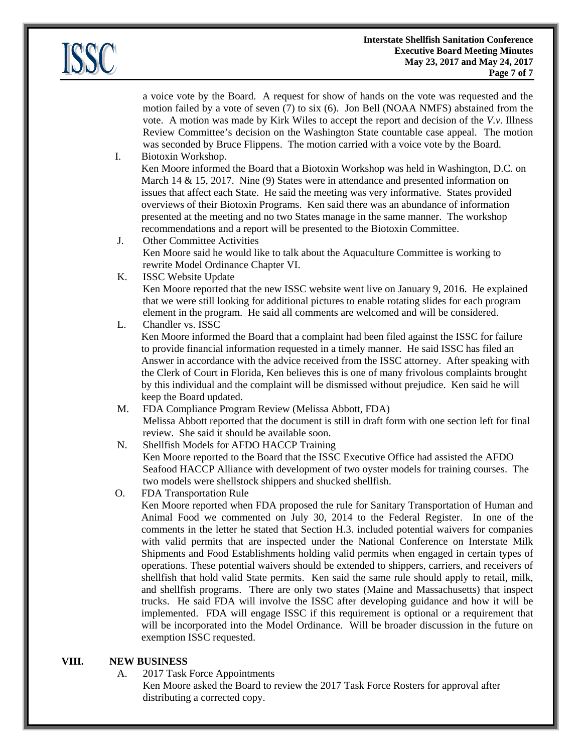a voice vote by the Board. A request for show of hands on the vote was requested and the motion failed by a vote of seven (7) to six (6). Jon Bell (NOAA NMFS) abstained from the vote. A motion was made by Kirk Wiles to accept the report and decision of the *V.v.* Illness Review Committee's decision on the Washington State countable case appeal. The motion was seconded by Bruce Flippens. The motion carried with a voice vote by the Board.

I. Biotoxin Workshop.
Ken Moore informed the Board that a Biotoxin Workshop was held in Washington, D.C. on March 14 & 15, 2017. Nine (9) States were in attendance and presented information on issues that affect each State. He said the meeting was very informative. States provided overviews of their Biotoxin Programs. Ken said there was an abundance of information presented at the meeting and no two States manage in the same manner. The workshop recommendations and a report will be presented to the Biotoxin Committee.

J. Other Committee Activities
Ken Moore said he would like to talk about the Aquaculture Committee is working to rewrite Model Ordinance Chapter VI.

K. ISSC Website Update
Ken Moore reported that the new ISSC website went live on January 9, 2016. He explained that we were still looking for additional pictures to enable rotating slides for each program element in the program. He said all comments are welcomed and will be considered.

L. Chandler vs. ISSC
Ken Moore informed the Board that a complaint had been filed against the ISSC for failure to provide financial information requested in a timely manner. He said ISSC has filed an Answer in accordance with the advice received from the ISSC attorney. After speaking with the Clerk of Court in Florida, Ken believes this is one of many frivolous complaints brought by this individual and the complaint will be dismissed without prejudice. Ken said he will keep the Board updated.

M. FDA Compliance Program Review (Melissa Abbott, FDA)
Melissa Abbott reported that the document is still in draft form with one section left for final review. She said it should be available soon.

N. Shellfish Models for AFDO HACCP Training
Ken Moore reported to the Board that the ISSC Executive Office had assisted the AFDO Seafood HACCP Alliance with development of two oyster models for training courses. The two models were shellstock shippers and shucked shellfish.

O. FDA Transportation Rule
Ken Moore reported when FDA proposed the rule for Sanitary Transportation of Human and Animal Food we commented on July 30, 2014 to the Federal Register. In one of the comments in the letter he stated that Section H.3. included potential waivers for companies with valid permits that are inspected under the National Conference on Interstate Milk Shipments and Food Establishments holding valid permits when engaged in certain types of operations. These potential waivers should be extended to shippers, carriers, and receivers of shellfish that hold valid State permits. Ken said the same rule should apply to retail, milk, and shellfish programs. There are only two states (Maine and Massachusetts) that inspect trucks. He said FDA will involve the ISSC after developing guidance and how it will be implemented. FDA will engage ISSC if this requirement is optional or a requirement that will be incorporated into the Model Ordinance. Will be broader discussion in the future on exemption ISSC requested.

## VIII. NEW BUSINESS

A. 2017 Task Force Appointments
Ken Moore asked the Board to review the 2017 Task Force Rosters for approval after distributing a corrected copy.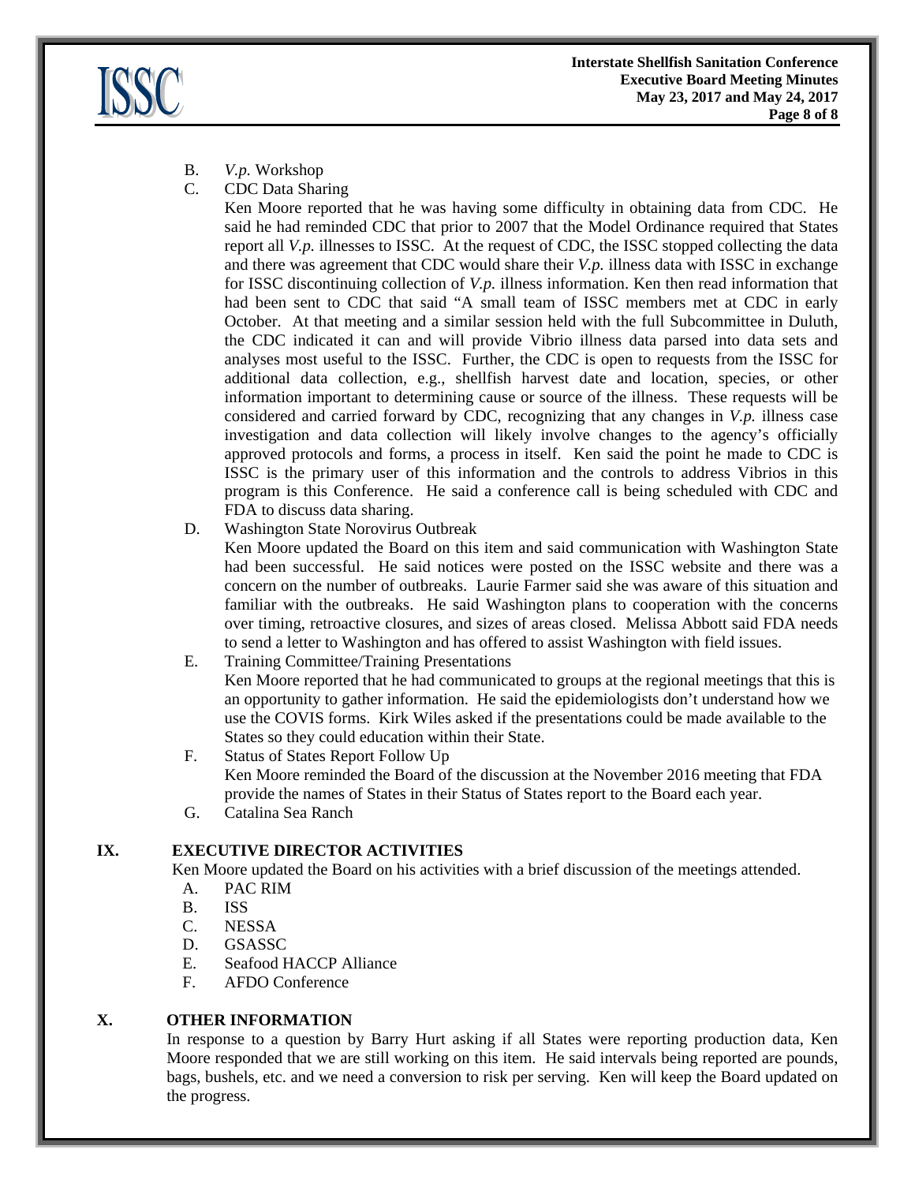B. *V.p.* Workshop

C. CDC Data Sharing

Ken Moore reported that he was having some difficulty in obtaining data from CDC. He said he had reminded CDC that prior to 2007 that the Model Ordinance required that States report all *V.p.* illnesses to ISSC. At the request of CDC, the ISSC stopped collecting the data and there was agreement that CDC would share their *V.p.* illness data with ISSC in exchange for ISSC discontinuing collection of *V.p.* illness information. Ken then read information that had been sent to CDC that said "A small team of ISSC members met at CDC in early October. At that meeting and a similar session held with the full Subcommittee in Duluth, the CDC indicated it can and will provide Vibrio illness data parsed into data sets and analyses most useful to the ISSC. Further, the CDC is open to requests from the ISSC for additional data collection, e.g., shellfish harvest date and location, species, or other information important to determining cause or source of the illness. These requests will be considered and carried forward by CDC, recognizing that any changes in *V.p.* illness case investigation and data collection will likely involve changes to the agency's officially approved protocols and forms, a process in itself. Ken said the point he made to CDC is ISSC is the primary user of this information and the controls to address Vibrios in this program is this Conference. He said a conference call is being scheduled with CDC and FDA to discuss data sharing.

D. Washington State Norovirus Outbreak

Ken Moore updated the Board on this item and said communication with Washington State had been successful. He said notices were posted on the ISSC website and there was a concern on the number of outbreaks. Laurie Farmer said she was aware of this situation and familiar with the outbreaks. He said Washington plans to cooperation with the concerns over timing, retroactive closures, and sizes of areas closed. Melissa Abbott said FDA needs to send a letter to Washington and has offered to assist Washington with field issues.

E. Training Committee/Training Presentations

Ken Moore reported that he had communicated to groups at the regional meetings that this is an opportunity to gather information. He said the epidemiologists don't understand how we use the COVIS forms. Kirk Wiles asked if the presentations could be made available to the States so they could education within their State.

F. Status of States Report Follow Up

Ken Moore reminded the Board of the discussion at the November 2016 meeting that FDA provide the names of States in their Status of States report to the Board each year.

G. Catalina Sea Ranch

## IX. EXECUTIVE DIRECTOR ACTIVITIES

Ken Moore updated the Board on his activities with a brief discussion of the meetings attended.

A. PAC RIM
B. ISS
C. NESSA
D. GSASSC
E. Seafood HACCP Alliance
F. AFDO Conference

## X. OTHER INFORMATION

In response to a question by Barry Hurt asking if all States were reporting production data, Ken Moore responded that we are still working on this item. He said intervals being reported are pounds, bags, bushels, etc. and we need a conversion to risk per serving. Ken will keep the Board updated on the progress.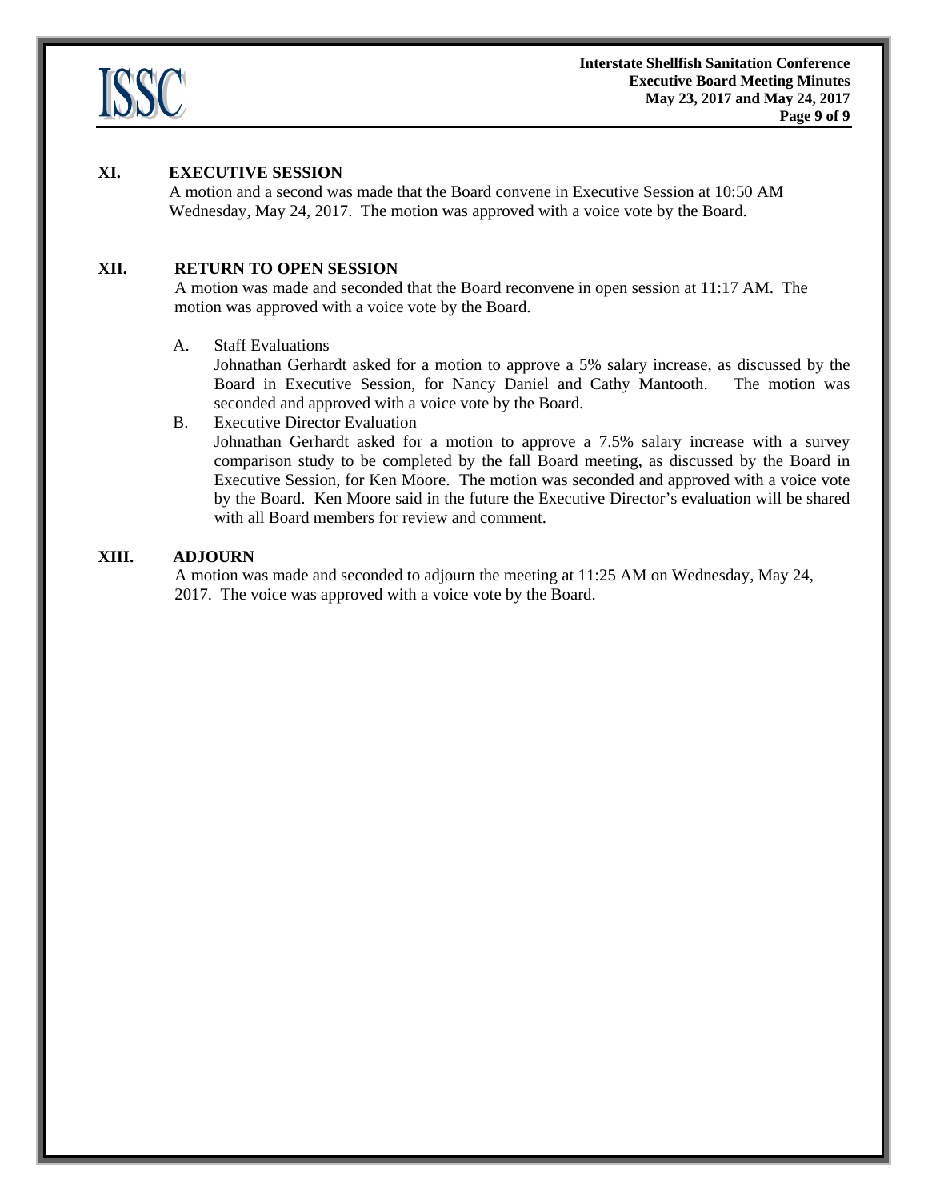## XI. EXECUTIVE SESSION

A motion and a second was made that the Board convene in Executive Session at 10:50 AM Wednesday, May 24, 2017. The motion was approved with a voice vote by the Board.

## XII. RETURN TO OPEN SESSION

A motion was made and seconded that the Board reconvene in open session at 11:17 AM. The motion was approved with a voice vote by the Board.

A. Staff Evaluations

Johnathan Gerhardt asked for a motion to approve a 5% salary increase, as discussed by the Board in Executive Session, for Nancy Daniel and Cathy Mantooth. The motion was seconded and approved with a voice vote by the Board.

B. Executive Director Evaluation

Johnathan Gerhardt asked for a motion to approve a 7.5% salary increase with a survey comparison study to be completed by the fall Board meeting, as discussed by the Board in Executive Session, for Ken Moore. The motion was seconded and approved with a voice vote by the Board. Ken Moore said in the future the Executive Director's evaluation will be shared with all Board members for review and comment.

## XIII. ADJOURN

A motion was made and seconded to adjourn the meeting at 11:25 AM on Wednesday, May 24, 2017. The voice was approved with a voice vote by the Board.